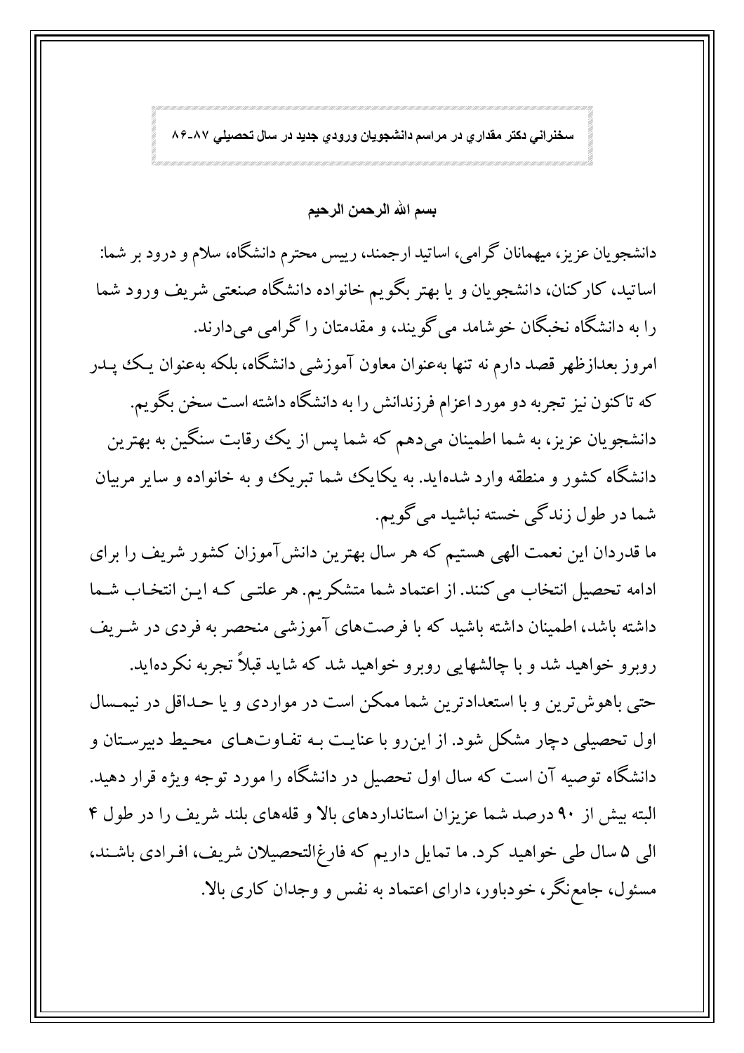**سخنراني دكتر مقداري در مراسم دانشجويان ورودي جديد در سال تحصيلي ۸۷-۸۶**

**بسم الله الرحمن الرحیم**

دانشجویان عزیز، میهمانان گرامی، اساتید ارجمند، رییس محترم دانشگاه، سلام و درود بر شما: اساتید، کارکنان، دانشجویان و یا بهتر بگویم خانواده دانشگاه صنعتی شریف ورود شما را به دانشگاه نخبگان خوشامد می‌گویند، و مقدمتان را گرامی می‌دارند.

امروز بعدازظهر قصد دارم نه تنها به‌عنوان معاون آموزشی دانشگاه، بلکه به‌عنوان یک پدر که تاکنون نیز تجربه دو مورد اعزام فرزندانش را به دانشگاه داشته است سخن بگویم.

دانشجویان عزیز، به شما اطمینان می‌دهم که شما پس از یک رقابت سنگین به بهترین دانشگاه کشور و منطقه وارد شده‌اید. به یکایک شما تبریک و به خانواده و سایر مربیان شما در طول زندگی خسته نباشید می‌گویم.

ما قدردان این نعمت الهی هستیم که هر سال بهترین دانش‌آموزان کشور شریف را برای ادامه تحصیل انتخاب می‌کنند. از اعتماد شما متشکریم. هر علتی که این انتخاب شما داشته باشد، اطمینان داشته باشید که با فرصت‌های آموزشی منحصر به فردی در شریف روبرو خواهید شد و با چالشهایی روبرو خواهید شد که شاید قبلاً تجربه نکرده‌اید.

حتی باهوش‌ترین و با استعدادترین شما ممکن است در مواردی و یا حداقل در نیمسال اول تحصیلی دچار مشکل شود. از این‌رو با عنایت به تفاوت‌های محیط دبیرستان و دانشگاه توصیه آن است که سال اول تحصیل در دانشگاه را مورد توجه ویژه قرار دهید.

البته بیش از ۹۰ درصد شما عزیزان استانداردهای بالا و قله‌های بلند شریف را در طول ۴ الی ۵ سال طی خواهید کرد. ما تمایل داریم که فارغ‌التحصیلان شریف، افرادی باشند، مسئول، جامع‌نگر، خودباور، دارای اعتماد به نفس و وجدان کاری بالا.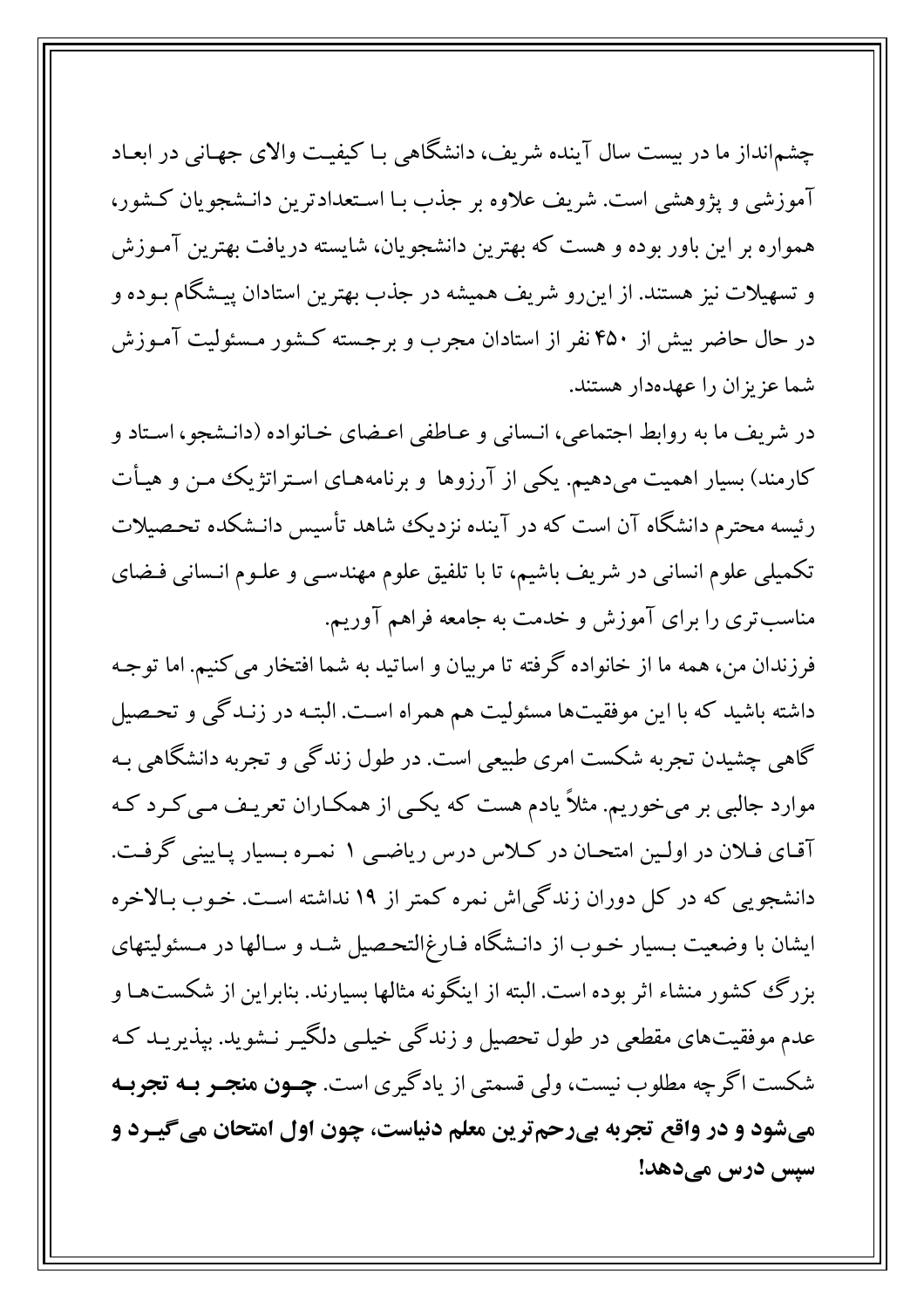چشم‌انداز ما در بیست سال آینده شریف، دانشگاهی با کیفیت والای جهانی در ابعاد آموزشی و پژوهشی است. شریف علاوه بر جذب با استعدادترین دانشجویان کشور، همواره بر این باور بوده و هست که بهترین دانشجویان، شایسته دریافت بهترین آموزش و تسهیلات نیز هستند. از این‌رو شریف همیشه در جذب بهترین استادان پیشگام بوده و در حال حاضر بیش از ۴۵۰ نفر از استادان مجرب و برجسته کشور مسئولیت آموزش شما عزیزان را عهده‌دار هستند.

در شریف ما به روابط اجتماعی، انسانی و عاطفی اعضای خانواده (دانشجو، استاد و کارمند) بسیار اهمیت می‌دهیم. یکی از آرزوها و برنامه‌های استراتژیک من و هیأت رئیسه محترم دانشگاه آن است که در آینده نزدیک شاهد تأسیس دانشکده تحصیلات تکمیلی علوم انسانی در شریف باشیم، تا با تلفیق علوم مهندسی و علوم انسانی فضای مناسب‌تری را برای آموزش و خدمت به جامعه فراهم آوریم.

فرزندان من، همه ما از خانواده گرفته تا مربیان و اساتید به شما افتخار می‌کنیم. اما توجه داشته باشید که با این موفقیت‌ها مسئولیت هم همراه است. البته در زندگی و تحصیل گاهی چشیدن تجربه شکست امری طبیعی است. در طول زندگی و تجربه دانشگاهی به موارد جالبی بر می‌خوریم. مثلاً یادم هست که یکی از همکاران تعریف می‌کرد که آقای فلان در اولین امتحان در کلاس درس ریاضی ۱ نمره بسیار پایینی گرفت. دانشجویی که در کل دوران زندگی‌اش نمره کمتر از ۱۹ نداشته است. خوب بالاخره ایشان با وضعیت بسیار خوب از دانشگاه فارغ‌التحصیل شد و سالها در مسئولیتهای بزرگ کشور منشاء اثر بوده است. البته از اینگونه مثالها بسیارند. بنابراین از شکست‌ها و عدم موفقیت‌های مقطعی در طول تحصیل و زندگی خیلی دلگیر نشوید. بپذیرید که شکست اگرچه مطلوب نیست، ولی قسمتی از یادگیری است. **چون منجر به تجربه می‌شود و در واقع تجربه بی‌رحم‌ترین معلم دنیاست، چون اول امتحان می‌گیرد و سپس درس می‌دهد!**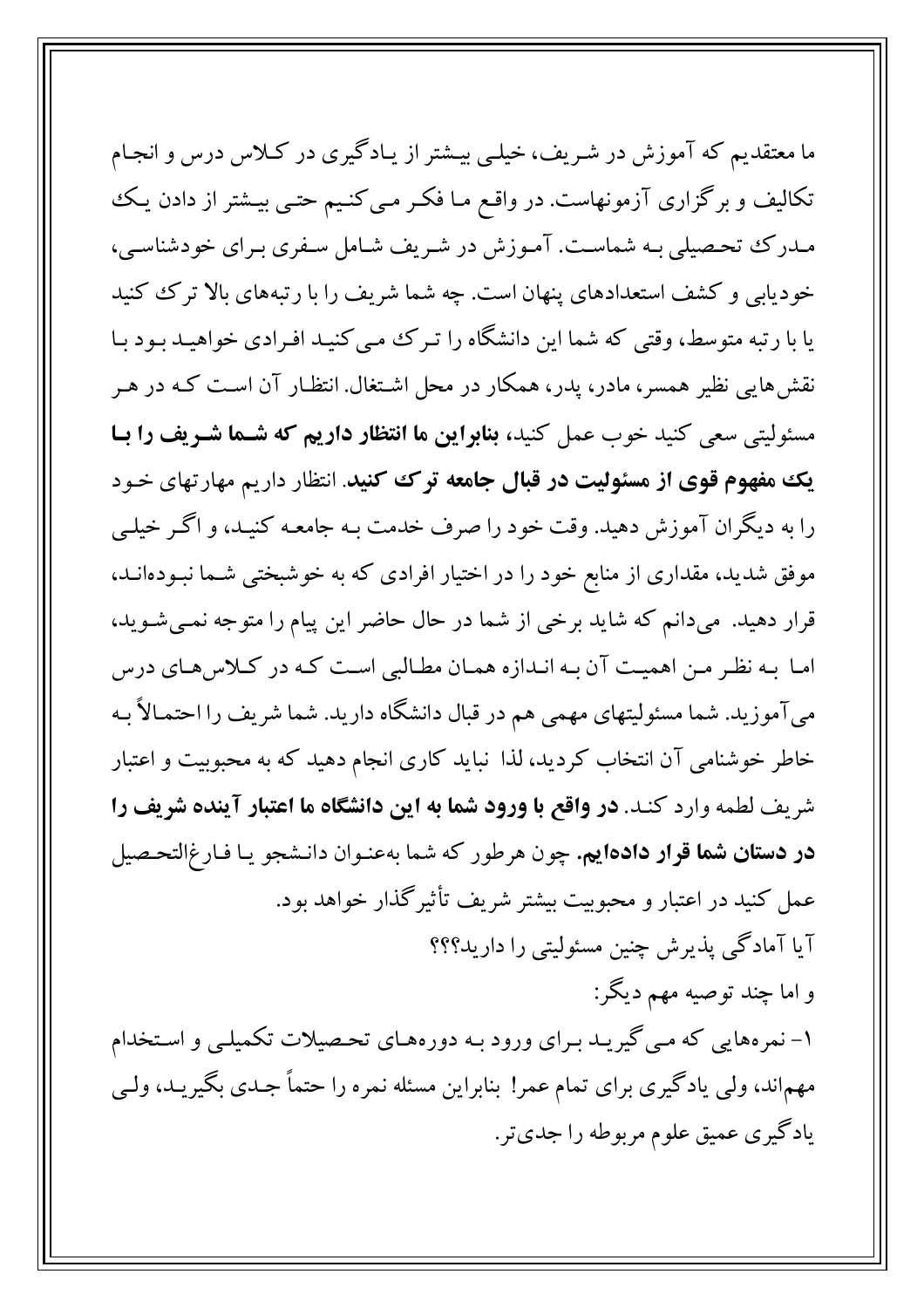ما معتقدیم که آموزش در شریف، خیلی بیشتر از یادگیری در کلاس درس و انجام تکالیف و برگزاری آزمونهاست. در واقع ما فکر می‌کنیم حتی بیشتر از دادن یک مدرک تحصیلی به شماست. آموزش در شریف شامل سفری برای خودشناسی، خودیابی و کشف استعدادهای پنهان است. چه شما شریف را با رتبه‌های بالا ترک کنید یا با رتبه متوسط، وقتی که شما این دانشگاه را ترک می‌کنید افرادی خواهید بود با نقش‌هایی نظیر همسر، مادر، پدر، همکار در محل اشتغال. انتظار آن است که در هر مسئولیتی سعی کنید خوب عمل کنید، **بنابراین ما انتظار داریم که شما شریف را با یک مفهوم قوی از مسئولیت در قبال جامعه ترک کنید**. انتظار داریم مهارتهای خود را به دیگران آموزش دهید. وقت خود را صرف خدمت به جامعه کنید، و اگر خیلی موفق شدید، مقداری از منابع خود را در اختیار افرادی که به خوشبختی شما نبوده‌اند، قرار دهید. می‌دانم که شاید برخی از شما در حال حاضر این پیام را متوجه نمی‌شوید، اما به نظر من اهمیت آن به اندازه همان مطالبی است که در کلاس‌های درس می‌آموزید. شما مسئولیتهای مهمی هم در قبال دانشگاه دارید. شما شریف را احتمالاً به خاطر خوشنامی آن انتخاب کردید، لذا نباید کاری انجام دهید که به محبوبیت و اعتبار شریف لطمه وارد کند. **در واقع با ورود شما به این دانشگاه ما اعتبار آینده شریف را در دستان شما قرار داده‌ایم.** چون هرطور که شما به‌عنوان دانشجو یا فارغ‌التحصیل عمل کنید در اعتبار و محبوبیت بیشتر شریف تأثیرگذار خواهد بود.

آیا آمادگی پذیرش چنین مسئولیتی را دارید؟؟؟

و اما چند توصیه مهم دیگر:

۱- نمره‌هایی که می‌گیرید برای ورود به دوره‌های تحصیلات تکمیلی و استخدام مهم‌اند، ولی یادگیری برای تمام عمر! بنابراین مسئله نمره را حتماً جدی بگیرید، ولی یادگیری عمیق علوم مربوطه را جدی‌تر.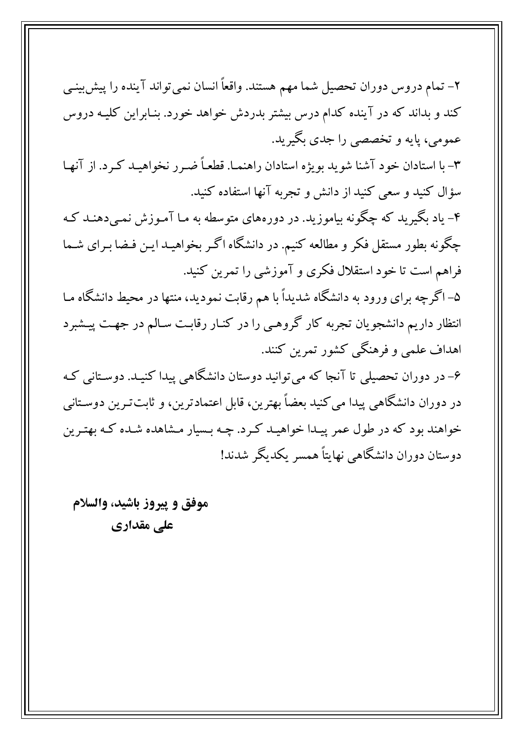۲- تمام دروس دوران تحصیل شما مهم هستند. واقعاً انسان نمی‌تواند آینده را پیش‌بینی کند و بداند که در آینده کدام درس بیشتر بدردش خواهد خورد. بنابراین کلیه دروس عمومی، پایه و تخصصی را جدی بگیرید.

۳- با استادان خود آشنا شوید بویژه استادان راهنما. قطعاً ضرر نخواهید کرد. از آنها سؤال کنید و سعی کنید از دانش و تجربه آنها استفاده کنید.

۴- یاد بگیرید که چگونه بیاموزید. در دوره‌های متوسطه به ما آموزش نمی‌دهند که چگونه بطور مستقل فکر و مطالعه کنیم. در دانشگاه اگر بخواهید این فضا برای شما فراهم است تا خود استقلال فکری و آموزشی را تمرین کنید.

۵- اگرچه برای ورود به دانشگاه شدیداً با هم رقابت نمودید، منتها در محیط دانشگاه ما انتظار داریم دانشجویان تجربه کار گروهی را در کنار رقابت سالم در جهت پیشبرد اهداف علمی و فرهنگی کشور تمرین کنند.

۶- در دوران تحصیلی تا آنجا که می‌توانید دوستان دانشگاهی پیدا کنید. دوستانی که در دوران دانشگاهی پیدا می‌کنید بعضاً بهترین، قابل اعتمادترین، و ثابت‌ترین دوستانی خواهند بود که در طول عمر پیدا خواهید کرد. چه بسیار مشاهده شده که بهترین دوستان دوران دانشگاهی نهایتاً همسر یکدیگر شدند!

**موفق و پیروز باشید، والسلام**

**علی مقداری**